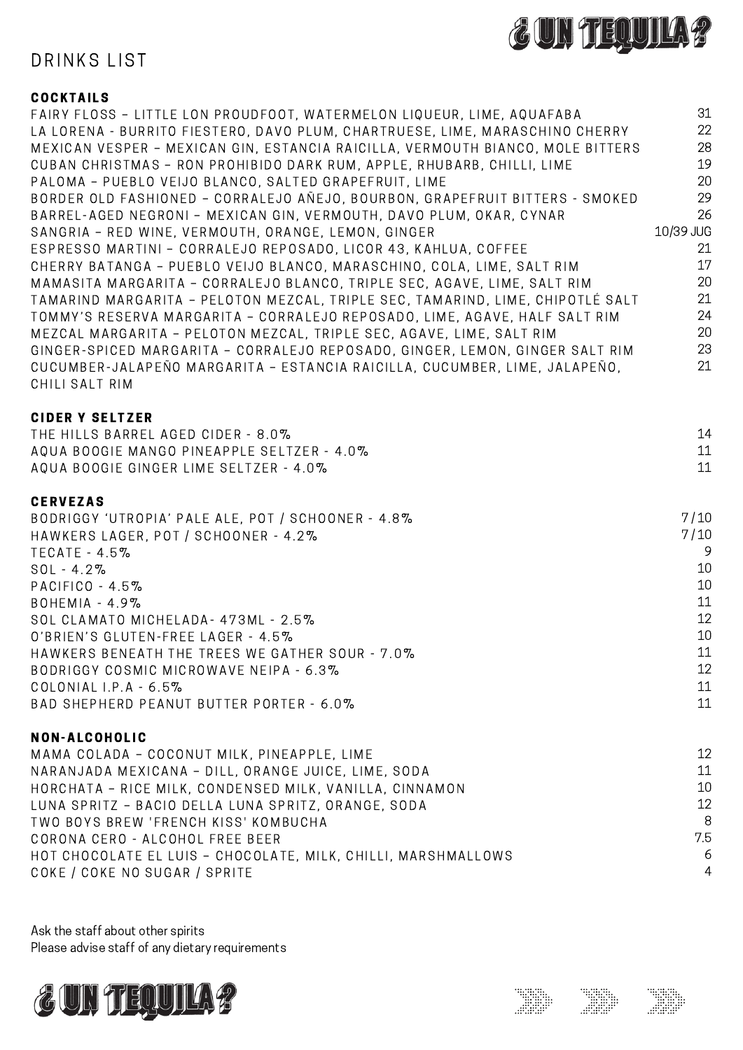# ¿UN TEQUILA?

## DRINKS LIST

### COCKTAILS

| Item | Price |
|---|---|
| FAIRY FLOSS – LITTLE LON PROUDFOOT, WATERMELON LIQUEUR, LIME, AQUAFABA | 31 |
| LA LORENA - BURRITO FIESTERO, DAVO PLUM, CHARTRUESE, LIME, MARASCHINO CHERRY | 22 |
| MEXICAN VESPER – MEXICAN GIN, ESTANCIA RAICILLA, VERMOUTH BIANCO, MOLE BITTERS | 28 |
| CUBAN CHRISTMAS – RON PROHIBIDO DARK RUM, APPLE, RHUBARB, CHILLI, LIME | 19 |
| PALOMA – PUEBLO VEIJO BLANCO, SALTED GRAPEFRUIT, LIME | 20 |
| BORDER OLD FASHIONED – CORRALEJO AÑEJO, BOURBON, GRAPEFRUIT BITTERS - SMOKED | 29 |
| BARREL-AGED NEGRONI – MEXICAN GIN, VERMOUTH, DAVO PLUM, OKAR, CYNAR | 26 |
| SANGRIA – RED WINE, VERMOUTH, ORANGE, LEMON, GINGER | 10/39 JUG |
| ESPRESSO MARTINI – CORRALEJO REPOSADO, LICOR 43, KAHLUA, COFFEE | 21 |
| CHERRY BATANGA – PUEBLO VEIJO BLANCO, MARASCHINO, COLA, LIME, SALT RIM | 17 |
| MAMASITA MARGARITA – CORRALEJO BLANCO, TRIPLE SEC, AGAVE, LIME, SALT RIM | 20 |
| TAMARIND MARGARITA – PELOTON MEZCAL, TRIPLE SEC, TAMARIND, LIME, CHIPOTLÉ SALT | 21 |
| TOMMY'S RESERVA MARGARITA – CORRALEJO REPOSADO, LIME, AGAVE, HALF SALT RIM | 24 |
| MEZCAL MARGARITA – PELOTON MEZCAL, TRIPLE SEC, AGAVE, LIME, SALT RIM | 20 |
| GINGER-SPICED MARGARITA – CORRALEJO REPOSADO, GINGER, LEMON, GINGER SALT RIM | 23 |
| CUCUMBER-JALAPEÑO MARGARITA – ESTANCIA RAICILLA, CUCUMBER, LIME, JALAPEÑO, CHILI SALT RIM | 21 |

### CIDER Y SELTZER

| Item | Price |
|---|---|
| THE HILLS BARREL AGED CIDER - 8.0% | 14 |
| AQUA BOOGIE MANGO PINEAPPLE SELTZER - 4.0% | 11 |
| AQUA BOOGIE GINGER LIME SELTZER - 4.0% | 11 |

### CERVEZAS

| Item | Price |
|---|---|
| BODRIGGY 'UTROPIA' PALE ALE, POT / SCHOONER - 4.8% | 7/10 |
| HAWKERS LAGER, POT / SCHOONER - 4.2% | 7/10 |
| TECATE - 4.5% | 9 |
| SOL - 4.2% | 10 |
| PACIFICO - 4.5% | 10 |
| BOHEMIA - 4.9% | 11 |
| SOL CLAMATO MICHELADA- 473ML - 2.5% | 12 |
| O'BRIEN'S GLUTEN-FREE LAGER - 4.5% | 10 |
| HAWKERS BENEATH THE TREES WE GATHER SOUR - 7.0% | 11 |
| BODRIGGY COSMIC MICROWAVE NEIPA - 6.3% | 12 |
| COLONIAL I.P.A - 6.5% | 11 |
| BAD SHEPHERD PEANUT BUTTER PORTER - 6.0% | 11 |

### NON-ALCOHOLIC

| Item | Price |
|---|---|
| MAMA COLADA – COCONUT MILK, PINEAPPLE, LIME | 12 |
| NARANJADA MEXICANA – DILL, ORANGE JUICE, LIME, SODA | 11 |
| HORCHATA – RICE MILK, CONDENSED MILK, VANILLA, CINNAMON | 10 |
| LUNA SPRITZ – BACIO DELLA LUNA SPRITZ, ORANGE, SODA | 12 |
| TWO BOYS BREW 'FRENCH KISS' KOMBUCHA | 8 |
| CORONA CERO - ALCOHOL FREE BEER | 7.5 |
| HOT CHOCOLATE EL LUIS – CHOCOLATE, MILK, CHILLI, MARSHMALLOWS | 6 |
| COKE / COKE NO SUGAR / SPRITE | 4 |

Ask the staff about other spirits
Please advise staff of any dietary requirements

¿UN TEQUILA?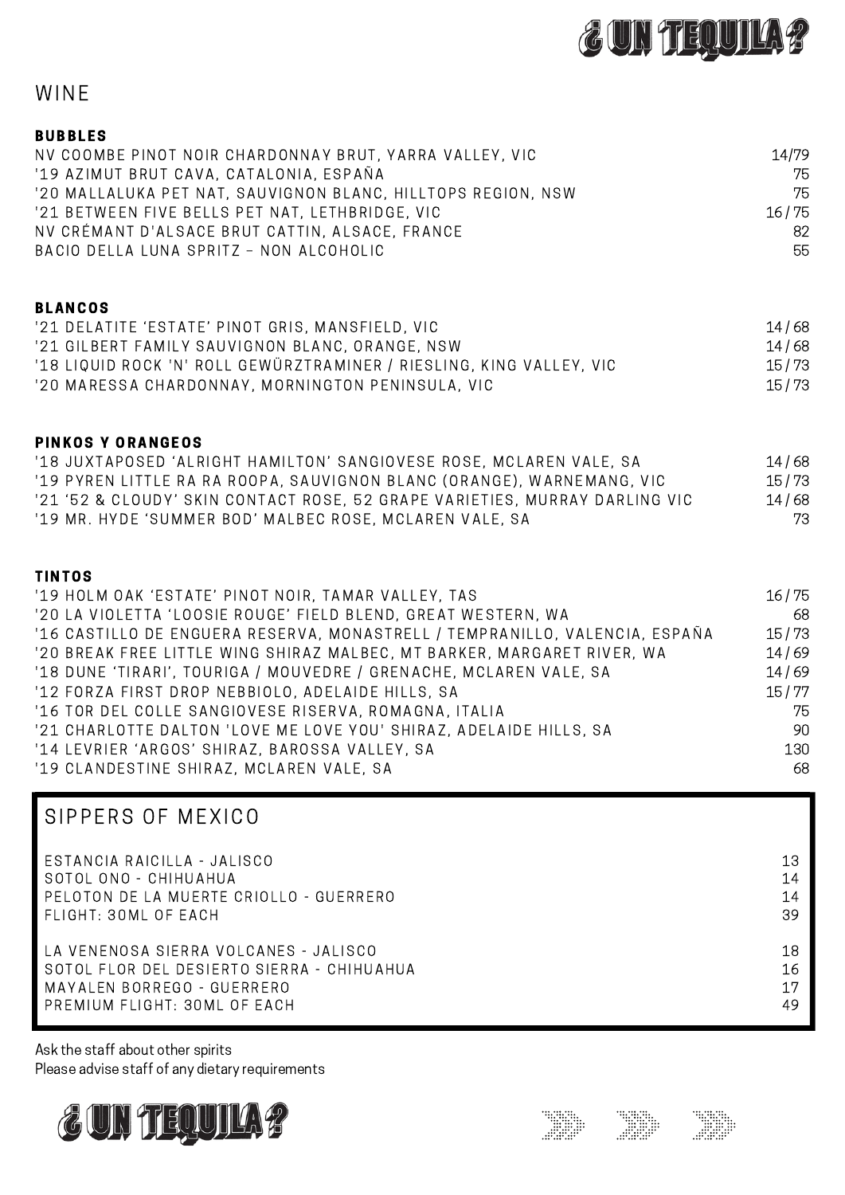# WINE

### BUBBLES

| | |
|---|---|
| NV COOMBE PINOT NOIR CHARDONNAY BRUT, YARRA VALLEY, VIC | 14/79 |
| '19 AZIMUT BRUT CAVA, CATALONIA, ESPAÑA | 75 |
| '20 MALLALUKA PET NAT, SAUVIGNON BLANC, HILLTOPS REGION, NSW | 75 |
| '21 BETWEEN FIVE BELLS PET NAT, LETHBRIDGE, VIC | 16/75 |
| NV CRÉMANT D'ALSACE BRUT CATTIN, ALSACE, FRANCE | 82 |
| BACIO DELLA LUNA SPRITZ – NON ALCOHOLIC | 55 |

### BLANCOS

| | |
|---|---|
| '21 DELATITE 'ESTATE' PINOT GRIS, MANSFIELD, VIC | 14/68 |
| '21 GILBERT FAMILY SAUVIGNON BLANC, ORANGE, NSW | 14/68 |
| '18 LIQUID ROCK 'N' ROLL GEWÜRZTRAMINER / RIESLING, KING VALLEY, VIC | 15/73 |
| '20 MARESSA CHARDONNAY, MORNINGTON PENINSULA, VIC | 15/73 |

### PINKOS Y ORANGEOS

| | |
|---|---|
| '18 JUXTAPOSED 'ALRIGHT HAMILTON' SANGIOVESE ROSE, MCLAREN VALE, SA | 14/68 |
| '19 PYREN LITTLE RA RA ROOPA, SAUVIGNON BLANC (ORANGE), WARNEMANG, VIC | 15/73 |
| '21 '52 & CLOUDY' SKIN CONTACT ROSE, 52 GRAPE VARIETIES, MURRAY DARLING VIC | 14/68 |
| '19 MR. HYDE 'SUMMER BOD' MALBEC ROSE, MCLAREN VALE, SA | 73 |

### TINTOS

| | |
|---|---|
| '19 HOLM OAK 'ESTATE' PINOT NOIR, TAMAR VALLEY, TAS | 16/75 |
| '20 LA VIOLETTA 'LOOSIE ROUGE' FIELD BLEND, GREAT WESTERN, WA | 68 |
| '16 CASTILLO DE ENGUERA RESERVA, MONASTRELL / TEMPRANILLO, VALENCIA, ESPAÑA | 15/73 |
| '20 BREAK FREE LITTLE WING SHIRAZ MALBEC, MT BARKER, MARGARET RIVER, WA | 14/69 |
| '18 DUNE 'TIRARI', TOURIGA / MOUVEDRE / GRENACHE, MCLAREN VALE, SA | 14/69 |
| '12 FORZA FIRST DROP NEBBIOLO, ADELAIDE HILLS, SA | 15/77 |
| '16 TOR DEL COLLE SANGIOVESE RISERVA, ROMAGNA, ITALIA | 75 |
| '21 CHARLOTTE DALTON 'LOVE ME LOVE YOU' SHIRAZ, ADELAIDE HILLS, SA | 90 |
| '14 LEVRIER 'ARGOS' SHIRAZ, BAROSSA VALLEY, SA | 130 |
| '19 CLANDESTINE SHIRAZ, MCLAREN VALE, SA | 68 |

## SIPPERS OF MEXICO

| | |
|---|---|
| ESTANCIA RAICILLA - JALISCO | 13 |
| SOTOL ONO - CHIHUAHUA | 14 |
| PELOTON DE LA MUERTE CRIOLLO - GUERRERO | 14 |
| FLIGHT: 30ML OF EACH | 39 |
| LA VENENOSA SIERRA VOLCANES - JALISCO | 18 |
| SOTOL FLOR DEL DESIERTO SIERRA - CHIHUAHUA | 16 |
| MAYALEN BORREGO - GUERRERO | 17 |
| PREMIUM FLIGHT: 30ML OF EACH | 49 |

Ask the staff about other spirits
Please advise staff of any dietary requirements

¿ UN TEQUILA ?